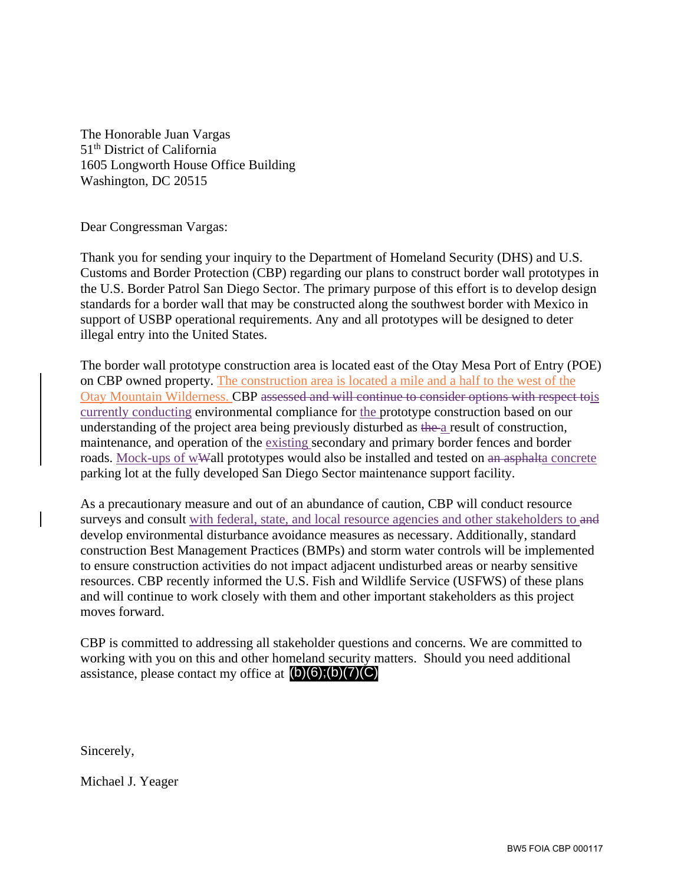The Honorable Juan Vargas
51th District of California
1605 Longworth House Office Building
Washington, DC 20515

Dear Congressman Vargas:

Thank you for sending your inquiry to the Department of Homeland Security (DHS) and U.S. Customs and Border Protection (CBP) regarding our plans to construct border wall prototypes in the U.S. Border Patrol San Diego Sector. The primary purpose of this effort is to develop design standards for a border wall that may be constructed along the southwest border with Mexico in support of USBP operational requirements. Any and all prototypes will be designed to deter illegal entry into the United States.

The border wall prototype construction area is located east of the Otay Mesa Port of Entry (POE) on CBP owned property. The construction area is located a mile and a half to the west of the Otay Mountain Wilderness. CBP ~~assessed and will continue to consider options with respect to~~is currently conducting environmental compliance for the prototype construction based on our understanding of the project area being previously disturbed as ~~the~~ a result of construction, maintenance, and operation of the existing secondary and primary border fences and border roads. Mock-ups of w~~W~~all prototypes would also be installed and tested on ~~an asphalt~~a concrete parking lot at the fully developed San Diego Sector maintenance support facility.

As a precautionary measure and out of an abundance of caution, CBP will conduct resource surveys and consult with federal, state, and local resource agencies and other stakeholders to ~~and~~ develop environmental disturbance avoidance measures as necessary. Additionally, standard construction Best Management Practices (BMPs) and storm water controls will be implemented to ensure construction activities do not impact adjacent undisturbed areas or nearby sensitive resources. CBP recently informed the U.S. Fish and Wildlife Service (USFWS) of these plans and will continue to work closely with them and other important stakeholders as this project moves forward.

CBP is committed to addressing all stakeholder questions and concerns. We are committed to working with you on this and other homeland security matters. Should you need additional assistance, please contact my office at (b)(6);(b)(7)(C)

Sincerely,

Michael J. Yeager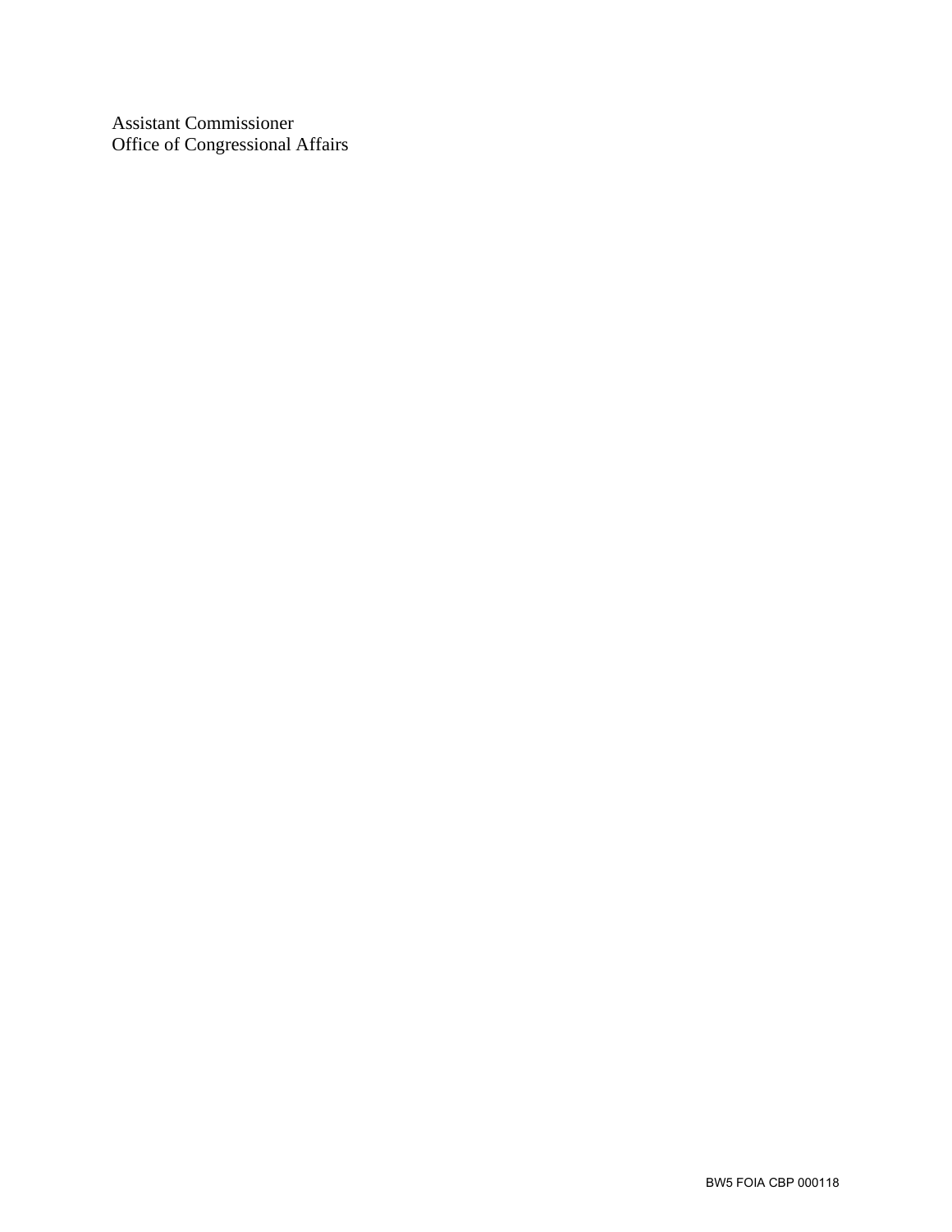Assistant Commissioner
Office of Congressional Affairs